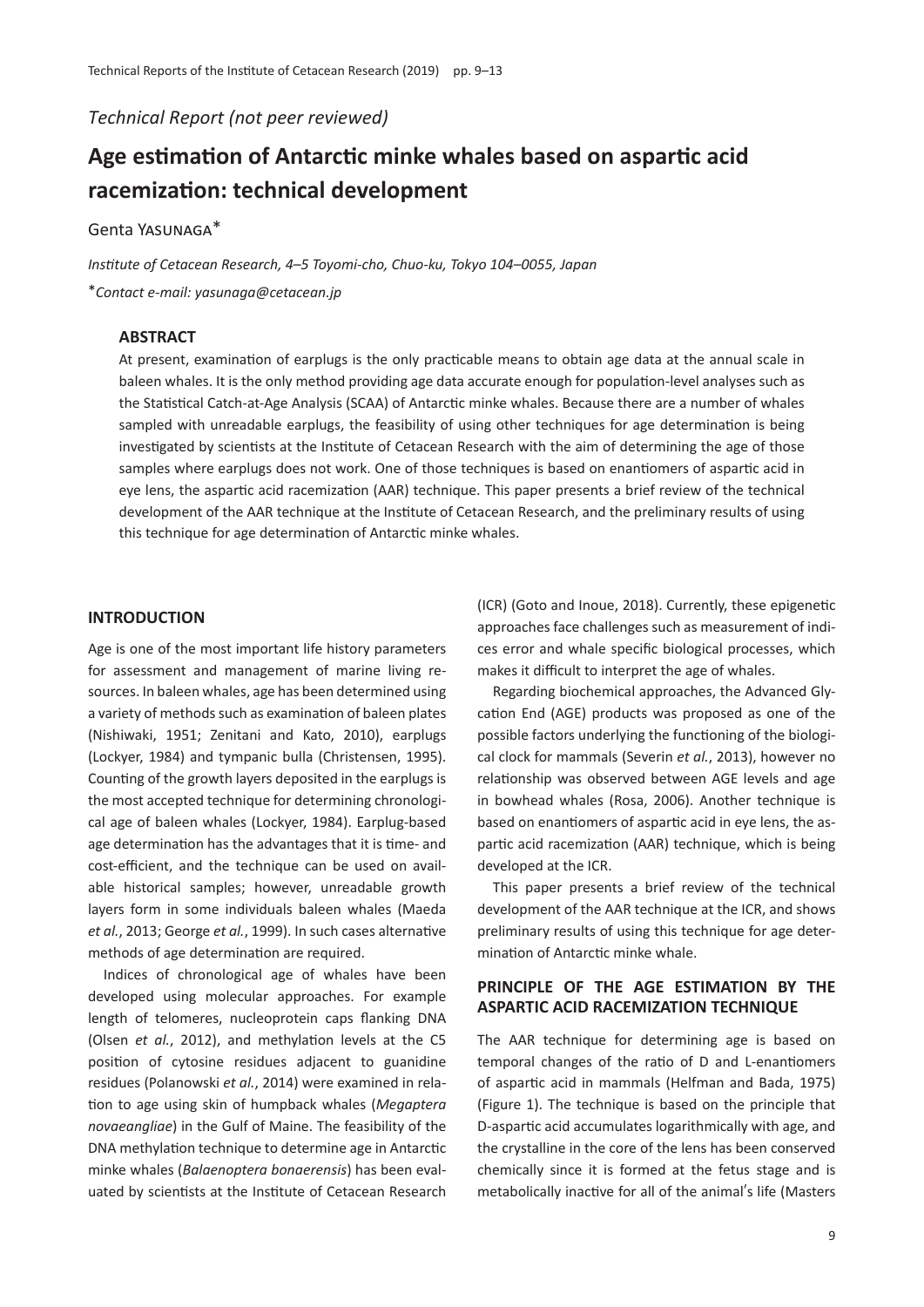*Technical Report (not peer reviewed)*

# Age estimation of Antarctic minke whales based on aspartic acid racemization: technical development

Genta Yasunaga*

*Institute of Cetacean Research, 4–5 Toyomi-cho, Chuo-ku, Tokyo 104–0055, Japan*

**Contact e-mail: yasunaga@cetacean.jp*

## ABSTRACT

At present, examination of earplugs is the only practicable means to obtain age data at the annual scale in baleen whales. It is the only method providing age data accurate enough for population-level analyses such as the Statistical Catch-at-Age Analysis (SCAA) of Antarctic minke whales. Because there are a number of whales sampled with unreadable earplugs, the feasibility of using other techniques for age determination is being investigated by scientists at the Institute of Cetacean Research with the aim of determining the age of those samples where earplugs does not work. One of those techniques is based on enantiomers of aspartic acid in eye lens, the aspartic acid racemization (AAR) technique. This paper presents a brief review of the technical development of the AAR technique at the Institute of Cetacean Research, and the preliminary results of using this technique for age determination of Antarctic minke whales.

## INTRODUCTION

Age is one of the most important life history parameters for assessment and management of marine living resources. In baleen whales, age has been determined using a variety of methods such as examination of baleen plates (Nishiwaki, 1951; Zenitani and Kato, 2010), earplugs (Lockyer, 1984) and tympanic bulla (Christensen, 1995). Counting of the growth layers deposited in the earplugs is the most accepted technique for determining chronological age of baleen whales (Lockyer, 1984). Earplug-based age determination has the advantages that it is time- and cost-efficient, and the technique can be used on available historical samples; however, unreadable growth layers form in some individuals baleen whales (Maeda *et al.*, 2013; George *et al.*, 1999). In such cases alternative methods of age determination are required.

Indices of chronological age of whales have been developed using molecular approaches. For example length of telomeres, nucleoprotein caps flanking DNA (Olsen *et al.*, 2012), and methylation levels at the C5 position of cytosine residues adjacent to guanidine residues (Polanowski *et al.*, 2014) were examined in relation to age using skin of humpback whales (*Megaptera novaeangliae*) in the Gulf of Maine. The feasibility of the DNA methylation technique to determine age in Antarctic minke whales (*Balaenoptera bonaerensis*) has been evaluated by scientists at the Institute of Cetacean Research (ICR) (Goto and Inoue, 2018). Currently, these epigenetic approaches face challenges such as measurement of indices error and whale specific biological processes, which makes it difficult to interpret the age of whales.

Regarding biochemical approaches, the Advanced Glycation End (AGE) products was proposed as one of the possible factors underlying the functioning of the biological clock for mammals (Severin *et al.*, 2013), however no relationship was observed between AGE levels and age in bowhead whales (Rosa, 2006). Another technique is based on enantiomers of aspartic acid in eye lens, the aspartic acid racemization (AAR) technique, which is being developed at the ICR.

This paper presents a brief review of the technical development of the AAR technique at the ICR, and shows preliminary results of using this technique for age determination of Antarctic minke whale.

## PRINCIPLE OF THE AGE ESTIMATION BY THE ASPARTIC ACID RACEMIZATION TECHNIQUE

The AAR technique for determining age is based on temporal changes of the ratio of D and L-enantiomers of aspartic acid in mammals (Helfman and Bada, 1975) (Figure 1). The technique is based on the principle that D-aspartic acid accumulates logarithmically with age, and the crystalline in the core of the lens has been conserved chemically since it is formed at the fetus stage and is metabolically inactive for all of the animal's life (Masters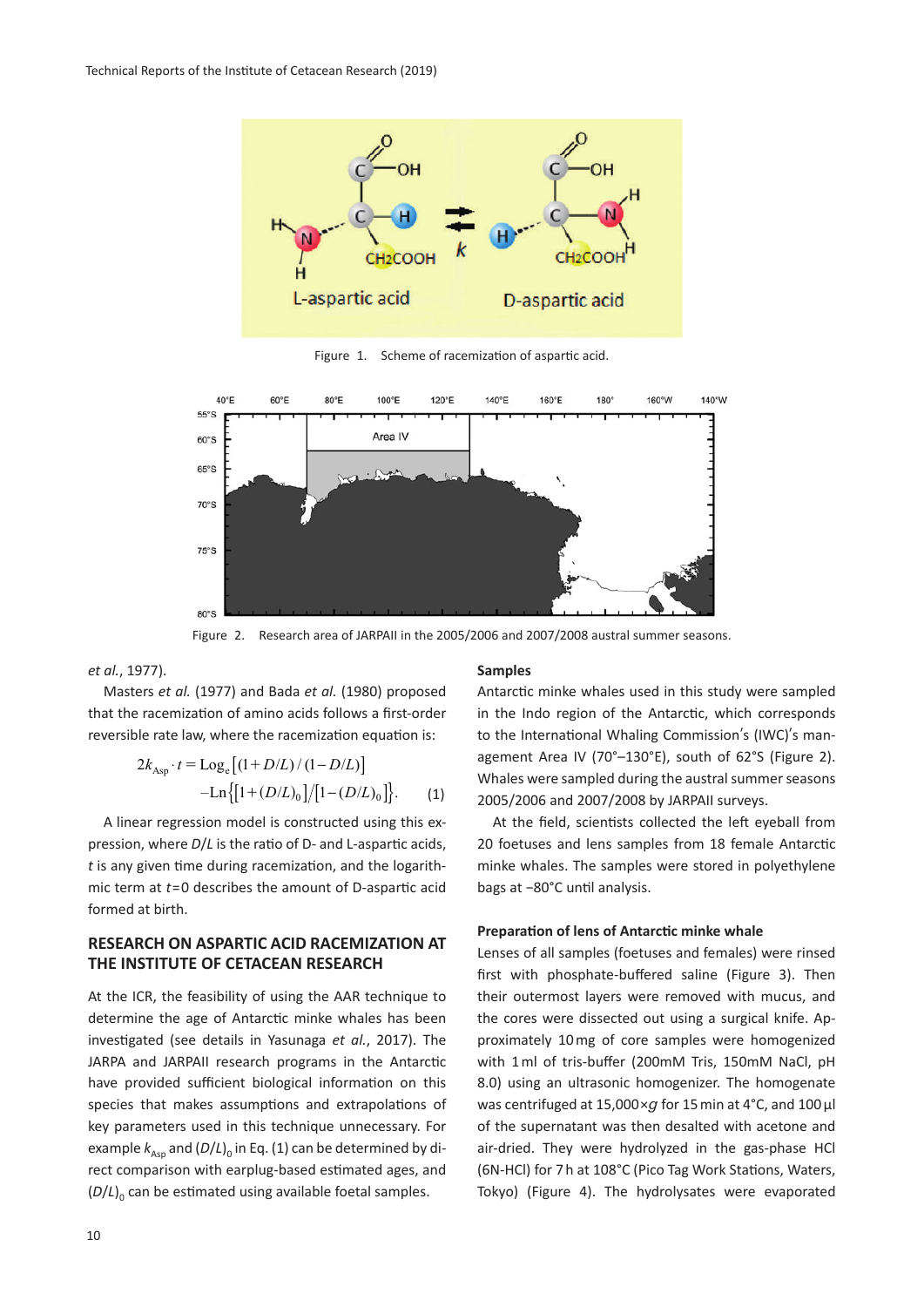Figure 1. Scheme of racemization of aspartic acid.

Figure 2. Research area of JARPAII in the 2005/2006 and 2007/2008 austral summer seasons.

*et al.*, 1977).

Masters *et al.* (1977) and Bada *et al.* (1980) proposed that the racemization of amino acids follows a first-order reversible rate law, where the racemization equation is:

$$2k_{\mathrm{Asp}} \cdot t = \mathrm{Log}_e\left[(1+D/L)/(1-D/L)\right] \\ -\mathrm{Ln}\left\{\left[1+(D/L)_0\right]/\left[1-(D/L)_0\right]\right\}. \qquad (1)$$

A linear regression model is constructed using this expression, where *D*/*L* is the ratio of D- and L-aspartic acids, *t* is any given time during racemization, and the logarithmic term at *t*=0 describes the amount of D-aspartic acid formed at birth.

## RESEARCH ON ASPARTIC ACID RACEMIZATION AT THE INSTITUTE OF CETACEAN RESEARCH

At the ICR, the feasibility of using the AAR technique to determine the age of Antarctic minke whales has been investigated (see details in Yasunaga *et al.*, 2017). The JARPA and JARPAII research programs in the Antarctic have provided sufficient biological information on this species that makes assumptions and extrapolations of key parameters used in this technique unnecessary. For example $k_{\mathrm{Asp}}$ and $(D/L)_0$ in Eq. (1) can be determined by direct comparison with earplug-based estimated ages, and $(D/L)_0$ can be estimated using available foetal samples.

### Samples

Antarctic minke whales used in this study were sampled in the Indo region of the Antarctic, which corresponds to the International Whaling Commission's (IWC)'s management Area IV (70°–130°E), south of 62°S (Figure 2). Whales were sampled during the austral summer seasons 2005/2006 and 2007/2008 by JARPAII surveys.

At the field, scientists collected the left eyeball from 20 foetuses and lens samples from 18 female Antarctic minke whales. The samples were stored in polyethylene bags at −80°C until analysis.

### Preparation of lens of Antarctic minke whale

Lenses of all samples (foetuses and females) were rinsed first with phosphate-buffered saline (Figure 3). Then their outermost layers were removed with mucus, and the cores were dissected out using a surgical knife. Approximately 10 mg of core samples were homogenized with 1 ml of tris-buffer (200mM Tris, 150mM NaCl, pH 8.0) using an ultrasonic homogenizer. The homogenate was centrifuged at 15,000×*g* for 15 min at 4°C, and 100 µl of the supernatant was then desalted with acetone and air-dried. They were hydrolyzed in the gas-phase HCl (6N-HCl) for 7 h at 108°C (Pico Tag Work Stations, Waters, Tokyo) (Figure 4). The hydrolysates were evaporated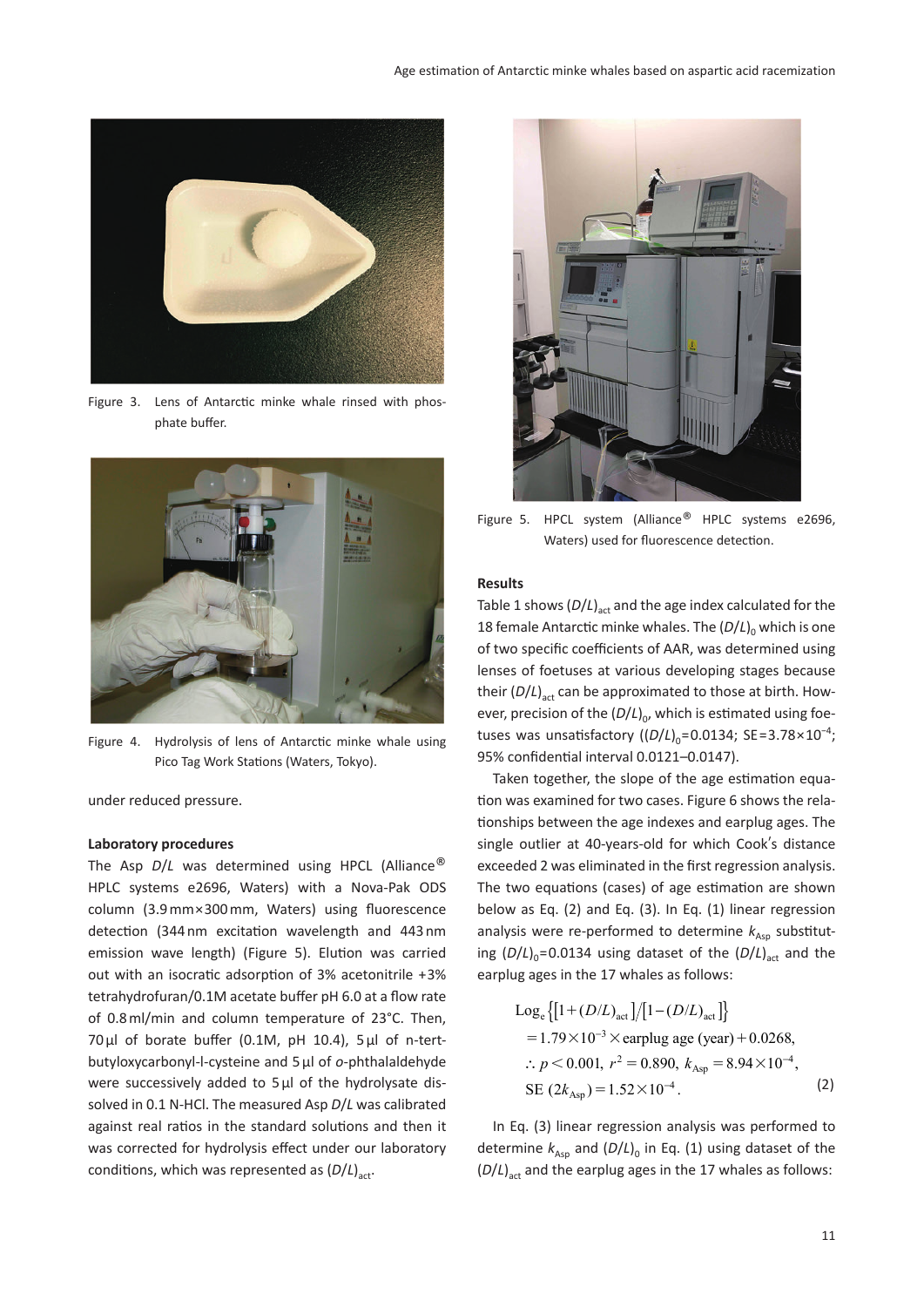Figure 3. Lens of Antarctic minke whale rinsed with phosphate buffer.

Figure 4. Hydrolysis of lens of Antarctic minke whale using Pico Tag Work Stations (Waters, Tokyo).

under reduced pressure.

#### Laboratory procedures

The Asp *D*/*L* was determined using HPCL (Alliance® HPLC systems e2696, Waters) with a Nova-Pak ODS column (3.9 mm×300 mm, Waters) using fluorescence detection (344 nm excitation wavelength and 443 nm emission wave length) (Figure 5). Elution was carried out with an isocratic adsorption of 3% acetonitrile +3% tetrahydrofuran/0.1M acetate buffer pH 6.0 at a flow rate of 0.8 ml/min and column temperature of 23°C. Then, 70 µl of borate buffer (0.1M, pH 10.4), 5 µl of n-tert-butyloxycarbonyl-l-cysteine and 5 µl of *o*-phthalaldehyde were successively added to 5 µl of the hydrolysate dissolved in 0.1 N-HCl. The measured Asp *D*/*L* was calibrated against real ratios in the standard solutions and then it was corrected for hydrolysis effect under our laboratory conditions, which was represented as $(D/L)_{act}$.

Figure 5. HPCL system (Alliance® HPLC systems e2696, Waters) used for fluorescence detection.

#### Results

Table 1 shows $(D/L)_{act}$ and the age index calculated for the 18 female Antarctic minke whales. The $(D/L)_0$ which is one of two specific coefficients of AAR, was determined using lenses of foetuses at various developing stages because their $(D/L)_{act}$ can be approximated to those at birth. However, precision of the $(D/L)_0$, which is estimated using foetuses was unsatisfactory ($(D/L)_0$=0.0134; SE=$3.78\times10^{-4}$; 95% confidential interval 0.0121–0.0147).

Taken together, the slope of the age estimation equation was examined for two cases. Figure 6 shows the relationships between the age indexes and earplug ages. The single outlier at 40-years-old for which Cook's distance exceeded 2 was eliminated in the first regression analysis. The two equations (cases) of age estimation are shown below as Eq. (2) and Eq. (3). In Eq. (1) linear regression analysis were re-performed to determine $k_{Asp}$ substituting $(D/L)_0$=0.0134 using dataset of the $(D/L)_{act}$ and the earplug ages in the 17 whales as follows:

$$
\begin{aligned}
&\mathrm{Log}_e\{[1+(D/L)_{act}]/[1-(D/L)_{act}]\} \\
&= 1.79\times10^{-3}\times\text{earplug age (year)} + 0.0268, \\
&\therefore p < 0.001,\ r^2 = 0.890,\ k_{Asp} = 8.94\times10^{-4}, \\
&\mathrm{SE}\ (2k_{Asp}) = 1.52\times10^{-4}.
\end{aligned}
\tag{2}
$$

In Eq. (3) linear regression analysis was performed to determine $k_{Asp}$ and $(D/L)_0$ in Eq. (1) using dataset of the $(D/L)_{act}$ and the earplug ages in the 17 whales as follows: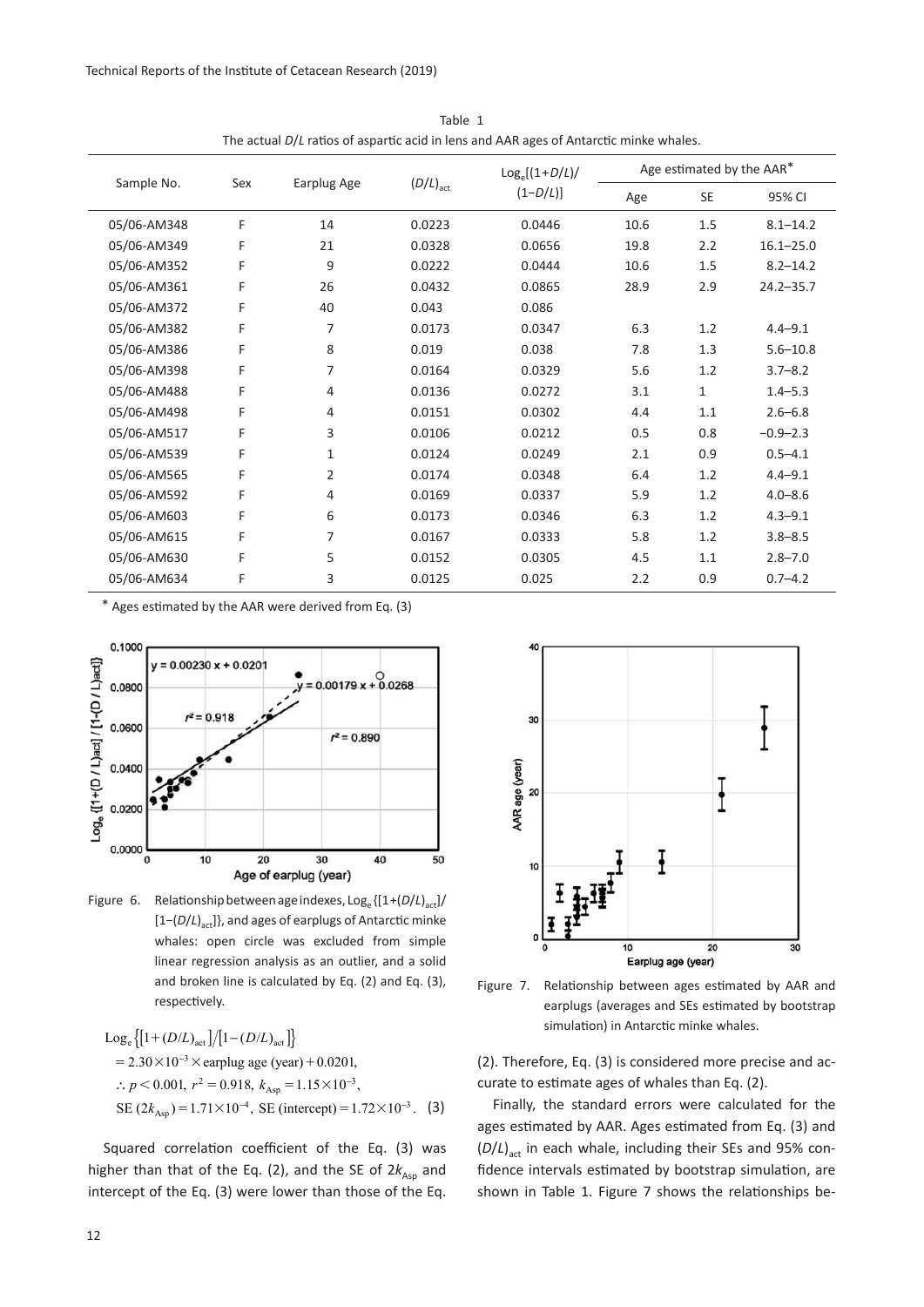Table 1
The actual $D/L$ ratios of aspartic acid in lens and AAR ages of Antarctic minke whales.

| Sample No. | Sex | Earplug Age | $(D/L)_{act}$ | $\mathrm{Log_e}[(1+D/L)/(1-D/L)]$ | Age estimated by the AAR* | | |
|---|---|---|---|---|---|---|---|
| | | | | | Age | SE | 95% CI |
| 05/06-AM348 | F | 14 | 0.0223 | 0.0446 | 10.6 | 1.5 | 8.1–14.2 |
| 05/06-AM349 | F | 21 | 0.0328 | 0.0656 | 19.8 | 2.2 | 16.1–25.0 |
| 05/06-AM352 | F | 9 | 0.0222 | 0.0444 | 10.6 | 1.5 | 8.2–14.2 |
| 05/06-AM361 | F | 26 | 0.0432 | 0.0865 | 28.9 | 2.9 | 24.2–35.7 |
| 05/06-AM372 | F | 40 | 0.043 | 0.086 | | | |
| 05/06-AM382 | F | 7 | 0.0173 | 0.0347 | 6.3 | 1.2 | 4.4–9.1 |
| 05/06-AM386 | F | 8 | 0.019 | 0.038 | 7.8 | 1.3 | 5.6–10.8 |
| 05/06-AM398 | F | 7 | 0.0164 | 0.0329 | 5.6 | 1.2 | 3.7–8.2 |
| 05/06-AM488 | F | 4 | 0.0136 | 0.0272 | 3.1 | 1 | 1.4–5.3 |
| 05/06-AM498 | F | 4 | 0.0151 | 0.0302 | 4.4 | 1.1 | 2.6–6.8 |
| 05/06-AM517 | F | 3 | 0.0106 | 0.0212 | 0.5 | 0.8 | −0.9–2.3 |
| 05/06-AM539 | F | 1 | 0.0124 | 0.0249 | 2.1 | 0.9 | 0.5–4.1 |
| 05/06-AM565 | F | 2 | 0.0174 | 0.0348 | 6.4 | 1.2 | 4.4–9.1 |
| 05/06-AM592 | F | 4 | 0.0169 | 0.0337 | 5.9 | 1.2 | 4.0–8.6 |
| 05/06-AM603 | F | 6 | 0.0173 | 0.0346 | 6.3 | 1.2 | 4.3–9.1 |
| 05/06-AM615 | F | 7 | 0.0167 | 0.0333 | 5.8 | 1.2 | 3.8–8.5 |
| 05/06-AM630 | F | 5 | 0.0152 | 0.0305 | 4.5 | 1.1 | 2.8–7.0 |
| 05/06-AM634 | F | 3 | 0.0125 | 0.025 | 2.2 | 0.9 | 0.7–4.2 |

* Ages estimated by the AAR were derived from Eq. (3)

Figure 6. Relationship between age indexes, $\mathrm{Log_e}\{[1+(D/L)_{act}]/[1-(D/L)_{act}]\}$, and ages of earplugs of Antarctic minke whales: open circle was excluded from simple linear regression analysis as an outlier, and a solid and broken line is calculated by Eq. (2) and Eq. (3), respectively.

$$\mathrm{Log_e}\{[1+(D/L)_{act}]/[1-(D/L)_{act}]\}$$
$$= 2.30\times10^{-3}\times \text{earplug age (year)} + 0.0201,$$
$$\therefore p < 0.001,\ r^2 = 0.918,\ k_{Asp} = 1.15\times10^{-3},$$
$$\mathrm{SE}\ (2k_{Asp}) = 1.71\times10^{-4},\ \mathrm{SE\ (intercept)} = 1.72\times10^{-3}. \quad (3)$$

Squared correlation coefficient of the Eq. (3) was higher than that of the Eq. (2), and the SE of $2k_{Asp}$ and intercept of the Eq. (3) were lower than those of the Eq. (2). Therefore, Eq. (3) is considered more precise and accurate to estimate ages of whales than Eq. (2).

Finally, the standard errors were calculated for the ages estimated by AAR. Ages estimated from Eq. (3) and $(D/L)_{act}$ in each whale, including their SEs and 95% confidence intervals estimated by bootstrap simulation, are shown in Table 1. Figure 7 shows the relationships be-

Figure 7. Relationship between ages estimated by AAR and earplugs (averages and SEs estimated by bootstrap simulation) in Antarctic minke whales.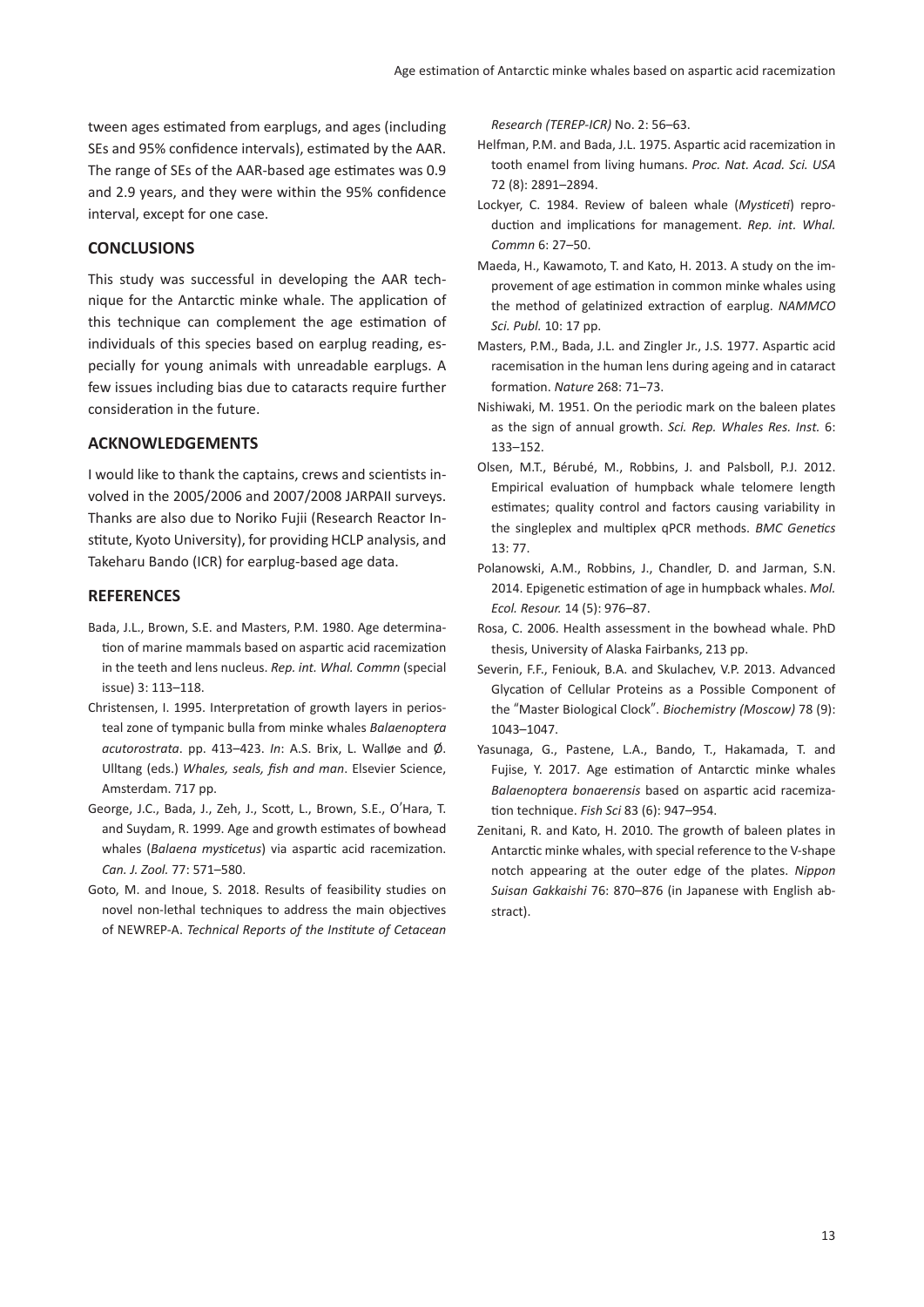tween ages estimated from earplugs, and ages (including SEs and 95% confidence intervals), estimated by the AAR. The range of SEs of the AAR-based age estimates was 0.9 and 2.9 years, and they were within the 95% confidence interval, except for one case.

## CONCLUSIONS

This study was successful in developing the AAR technique for the Antarctic minke whale. The application of this technique can complement the age estimation of individuals of this species based on earplug reading, especially for young animals with unreadable earplugs. A few issues including bias due to cataracts require further consideration in the future.

## ACKNOWLEDGEMENTS

I would like to thank the captains, crews and scientists involved in the 2005/2006 and 2007/2008 JARPAII surveys. Thanks are also due to Noriko Fujii (Research Reactor Institute, Kyoto University), for providing HCLP analysis, and Takeharu Bando (ICR) for earplug-based age data.

## REFERENCES

Bada, J.L., Brown, S.E. and Masters, P.M. 1980. Age determination of marine mammals based on aspartic acid racemization in the teeth and lens nucleus. *Rep. int. Whal. Commn* (special issue) 3: 113–118.

Christensen, I. 1995. Interpretation of growth layers in periosteal zone of tympanic bulla from minke whales *Balaenoptera acutorostrata*. pp. 413–423. *In*: A.S. Brix, L. Walløe and Ø. Ulltang (eds.) *Whales, seals, fish and man*. Elsevier Science, Amsterdam. 717 pp.

George, J.C., Bada, J., Zeh, J., Scott, L., Brown, S.E., O'Hara, T. and Suydam, R. 1999. Age and growth estimates of bowhead whales (*Balaena mysticetus*) via aspartic acid racemization. *Can. J. Zool.* 77: 571–580.

Goto, M. and Inoue, S. 2018. Results of feasibility studies on novel non-lethal techniques to address the main objectives of NEWREP-A. *Technical Reports of the Institute of Cetacean Research (TEREP-ICR)* No. 2: 56–63.

Helfman, P.M. and Bada, J.L. 1975. Aspartic acid racemization in tooth enamel from living humans. *Proc. Nat. Acad. Sci. USA* 72 (8): 2891–2894.

Lockyer, C. 1984. Review of baleen whale (*Mysticeti*) reproduction and implications for management. *Rep. int. Whal. Commn* 6: 27–50.

Maeda, H., Kawamoto, T. and Kato, H. 2013. A study on the improvement of age estimation in common minke whales using the method of gelatinized extraction of earplug. *NAMMCO Sci. Publ.* 10: 17 pp.

Masters, P.M., Bada, J.L. and Zingler Jr., J.S. 1977. Aspartic acid racemisation in the human lens during ageing and in cataract formation. *Nature* 268: 71–73.

Nishiwaki, M. 1951. On the periodic mark on the baleen plates as the sign of annual growth. *Sci. Rep. Whales Res. Inst.* 6: 133–152.

Olsen, M.T., Bérubé, M., Robbins, J. and Palsboll, P.J. 2012. Empirical evaluation of humpback whale telomere length estimates; quality control and factors causing variability in the singleplex and multiplex qPCR methods. *BMC Genetics* 13: 77.

Polanowski, A.M., Robbins, J., Chandler, D. and Jarman, S.N. 2014. Epigenetic estimation of age in humpback whales. *Mol. Ecol. Resour.* 14 (5): 976–87.

Rosa, C. 2006. Health assessment in the bowhead whale. PhD thesis, University of Alaska Fairbanks, 213 pp.

Severin, F.F., Feniouk, B.A. and Skulachev, V.P. 2013. Advanced Glycation of Cellular Proteins as a Possible Component of the "Master Biological Clock". *Biochemistry (Moscow)* 78 (9): 1043–1047.

Yasunaga, G., Pastene, L.A., Bando, T., Hakamada, T. and Fujise, Y. 2017. Age estimation of Antarctic minke whales *Balaenoptera bonaerensis* based on aspartic acid racemization technique. *Fish Sci* 83 (6): 947–954.

Zenitani, R. and Kato, H. 2010. The growth of baleen plates in Antarctic minke whales, with special reference to the V-shape notch appearing at the outer edge of the plates. *Nippon Suisan Gakkaishi* 76: 870–876 (in Japanese with English abstract).